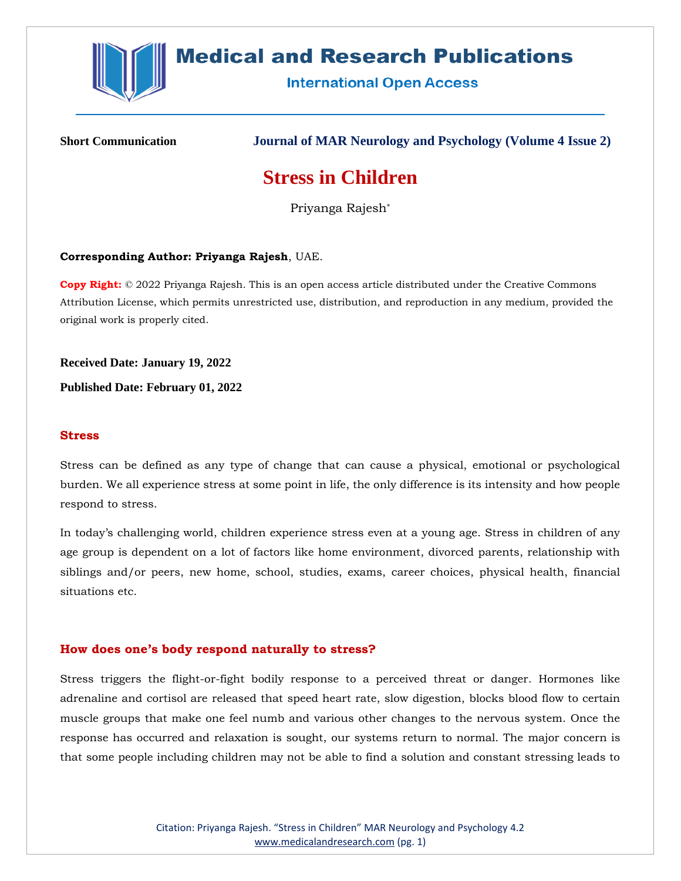**Short Communication**

**Journal of MAR Neurology and Psychology (Volume 4 Issue 2)**

# Stress in Children

Priyanga Rajesh*

**Corresponding Author: Priyanga Rajesh**, UAE.

**Copy Right:** © 2022 Priyanga Rajesh. This is an open access article distributed under the Creative Commons Attribution License, which permits unrestricted use, distribution, and reproduction in any medium, provided the original work is properly cited.

**Received Date: January 19, 2022**

**Published Date: February 01, 2022**

## Stress

Stress can be defined as any type of change that can cause a physical, emotional or psychological burden. We all experience stress at some point in life, the only difference is its intensity and how people respond to stress.

In today's challenging world, children experience stress even at a young age. Stress in children of any age group is dependent on a lot of factors like home environment, divorced parents, relationship with siblings and/or peers, new home, school, studies, exams, career choices, physical health, financial situations etc.

## How does one's body respond naturally to stress?

Stress triggers the flight-or-fight bodily response to a perceived threat or danger. Hormones like adrenaline and cortisol are released that speed heart rate, slow digestion, blocks blood flow to certain muscle groups that make one feel numb and various other changes to the nervous system. Once the response has occurred and relaxation is sought, our systems return to normal. The major concern is that some people including children may not be able to find a solution and constant stressing leads to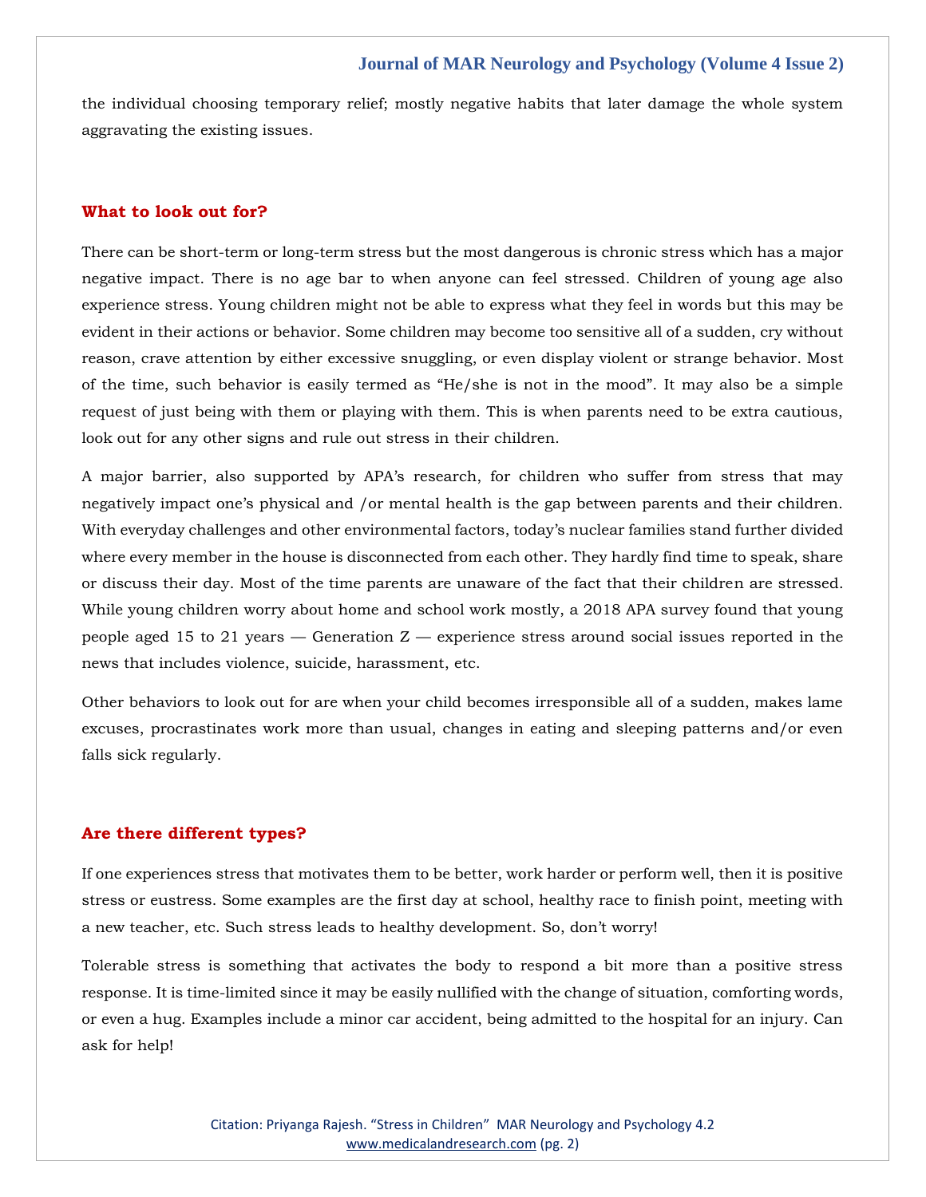the individual choosing temporary relief; mostly negative habits that later damage the whole system aggravating the existing issues.

## What to look out for?

There can be short-term or long-term stress but the most dangerous is chronic stress which has a major negative impact. There is no age bar to when anyone can feel stressed. Children of young age also experience stress. Young children might not be able to express what they feel in words but this may be evident in their actions or behavior. Some children may become too sensitive all of a sudden, cry without reason, crave attention by either excessive snuggling, or even display violent or strange behavior. Most of the time, such behavior is easily termed as "He/she is not in the mood". It may also be a simple request of just being with them or playing with them. This is when parents need to be extra cautious, look out for any other signs and rule out stress in their children.

A major barrier, also supported by APA's research, for children who suffer from stress that may negatively impact one's physical and /or mental health is the gap between parents and their children. With everyday challenges and other environmental factors, today's nuclear families stand further divided where every member in the house is disconnected from each other. They hardly find time to speak, share or discuss their day. Most of the time parents are unaware of the fact that their children are stressed. While young children worry about home and school work mostly, a 2018 APA survey found that young people aged 15 to 21 years — Generation Z — experience stress around social issues reported in the news that includes violence, suicide, harassment, etc.

Other behaviors to look out for are when your child becomes irresponsible all of a sudden, makes lame excuses, procrastinates work more than usual, changes in eating and sleeping patterns and/or even falls sick regularly.

## Are there different types?

If one experiences stress that motivates them to be better, work harder or perform well, then it is positive stress or eustress. Some examples are the first day at school, healthy race to finish point, meeting with a new teacher, etc. Such stress leads to healthy development. So, don't worry!

Tolerable stress is something that activates the body to respond a bit more than a positive stress response. It is time-limited since it may be easily nullified with the change of situation, comforting words, or even a hug. Examples include a minor car accident, being admitted to the hospital for an injury. Can ask for help!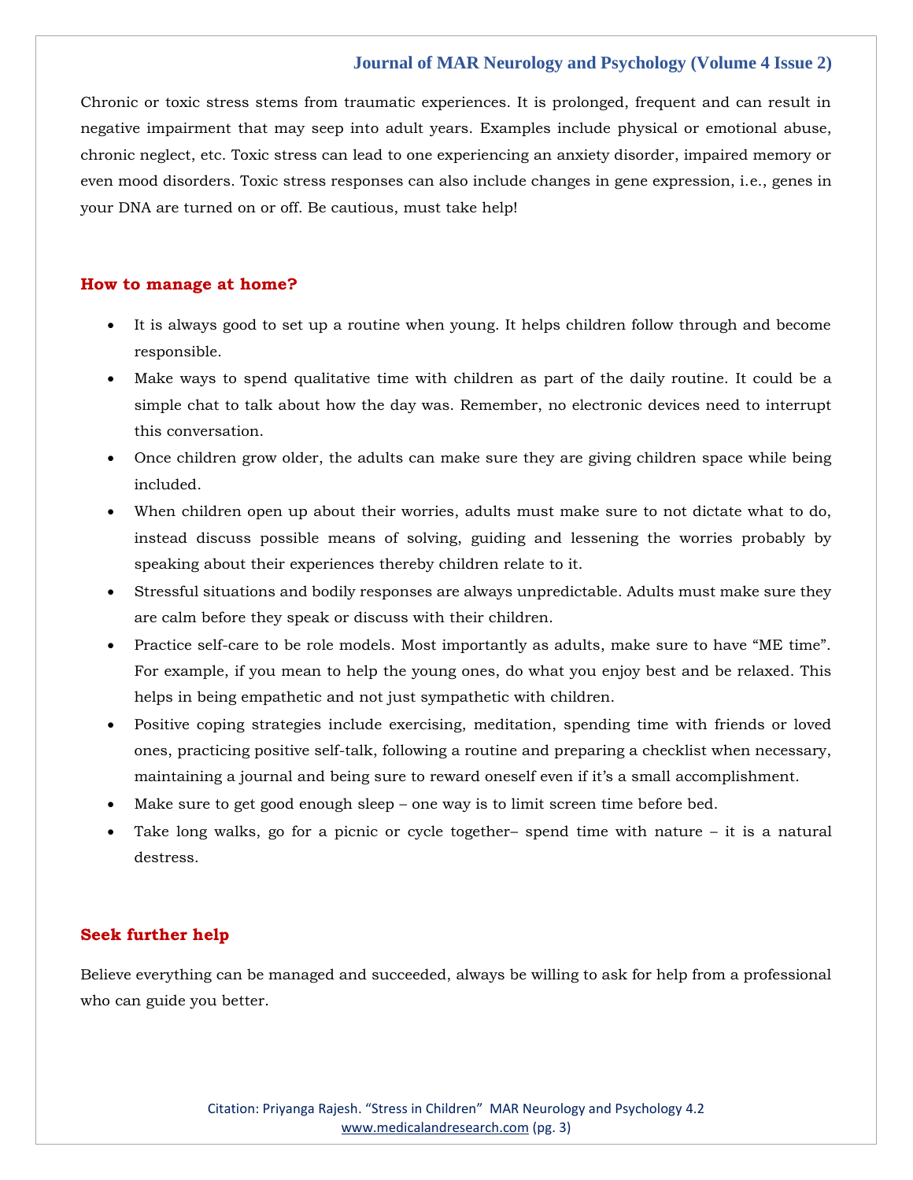Chronic or toxic stress stems from traumatic experiences. It is prolonged, frequent and can result in negative impairment that may seep into adult years. Examples include physical or emotional abuse, chronic neglect, etc. Toxic stress can lead to one experiencing an anxiety disorder, impaired memory or even mood disorders. Toxic stress responses can also include changes in gene expression, i.e., genes in your DNA are turned on or off. Be cautious, must take help!

## How to manage at home?

- It is always good to set up a routine when young. It helps children follow through and become responsible.
- Make ways to spend qualitative time with children as part of the daily routine. It could be a simple chat to talk about how the day was. Remember, no electronic devices need to interrupt this conversation.
- Once children grow older, the adults can make sure they are giving children space while being included.
- When children open up about their worries, adults must make sure to not dictate what to do, instead discuss possible means of solving, guiding and lessening the worries probably by speaking about their experiences thereby children relate to it.
- Stressful situations and bodily responses are always unpredictable. Adults must make sure they are calm before they speak or discuss with their children.
- Practice self-care to be role models. Most importantly as adults, make sure to have "ME time". For example, if you mean to help the young ones, do what you enjoy best and be relaxed. This helps in being empathetic and not just sympathetic with children.
- Positive coping strategies include exercising, meditation, spending time with friends or loved ones, practicing positive self-talk, following a routine and preparing a checklist when necessary, maintaining a journal and being sure to reward oneself even if it's a small accomplishment.
- Make sure to get good enough sleep – one way is to limit screen time before bed.
- Take long walks, go for a picnic or cycle together– spend time with nature – it is a natural destress.

## Seek further help

Believe everything can be managed and succeeded, always be willing to ask for help from a professional who can guide you better.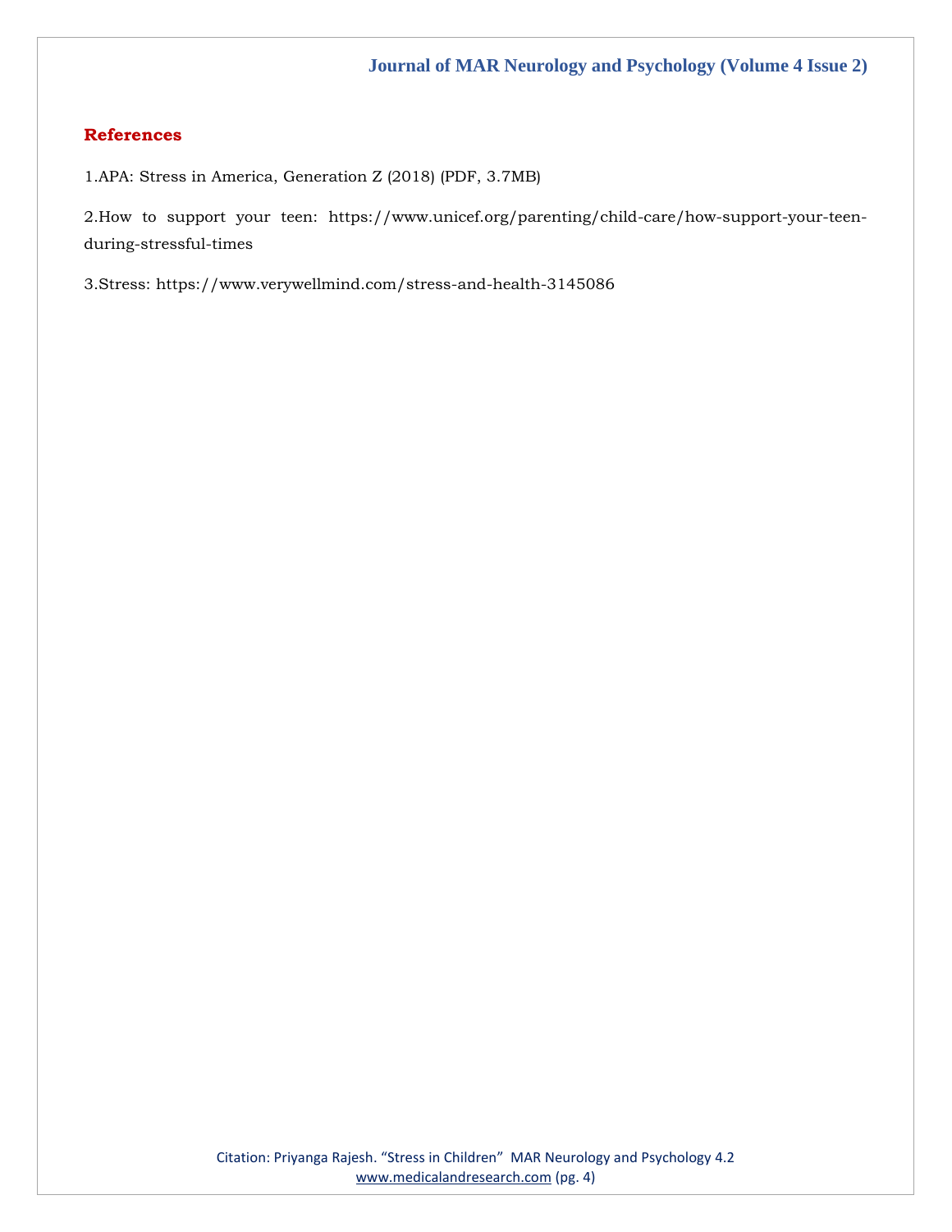## References

1.APA: Stress in America, Generation Z (2018) (PDF, 3.7MB)

2.How to support your teen: https://www.unicef.org/parenting/child-care/how-support-your-teen-during-stressful-times

3.Stress: https://www.verywellmind.com/stress-and-health-3145086